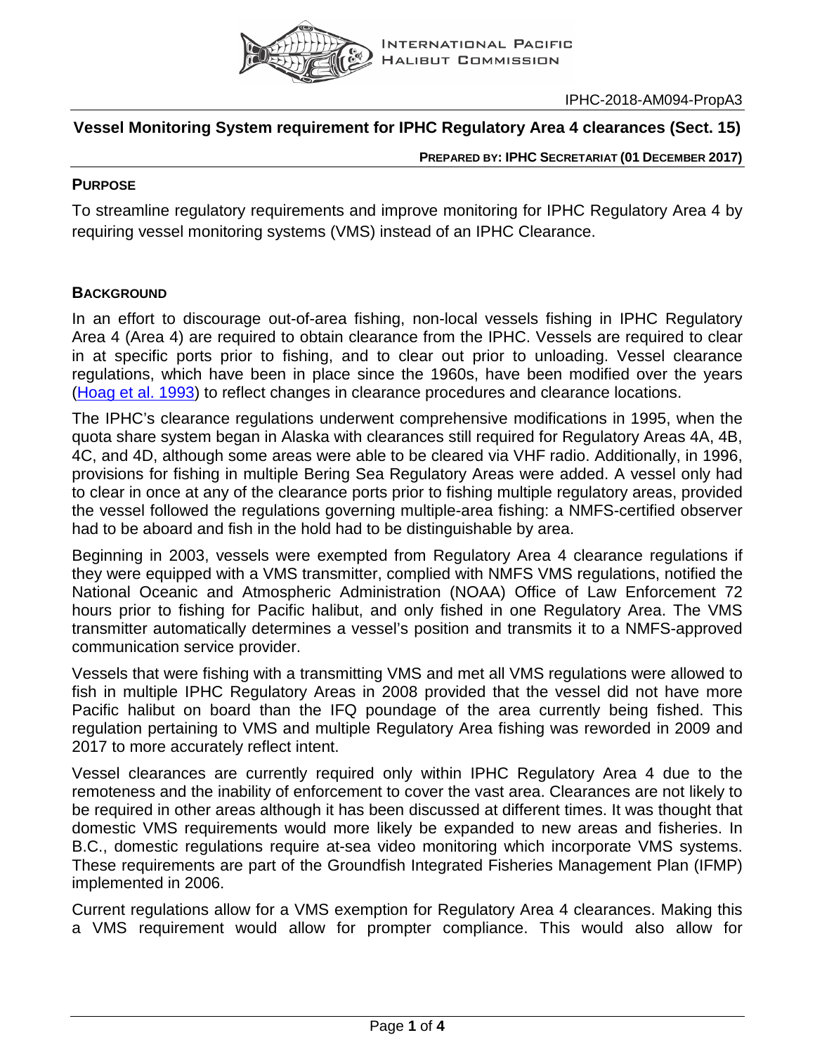INTERNATIONAL PACIFIC HALIBUT COMMISSION

IPHC-2018-AM094-PropA3

# Vessel Monitoring System requirement for IPHC Regulatory Area 4 clearances (Sect. 15)

**PREPARED BY: IPHC SECRETARIAT (01 DECEMBER 2017)**

## PURPOSE

To streamline regulatory requirements and improve monitoring for IPHC Regulatory Area 4 by requiring vessel monitoring systems (VMS) instead of an IPHC Clearance.

## BACKGROUND

In an effort to discourage out-of-area fishing, non-local vessels fishing in IPHC Regulatory Area 4 (Area 4) are required to obtain clearance from the IPHC. Vessels are required to clear in at specific ports prior to fishing, and to clear out prior to unloading. Vessel clearance regulations, which have been in place since the 1960s, have been modified over the years (Hoag et al. 1993) to reflect changes in clearance procedures and clearance locations.

The IPHC's clearance regulations underwent comprehensive modifications in 1995, when the quota share system began in Alaska with clearances still required for Regulatory Areas 4A, 4B, 4C, and 4D, although some areas were able to be cleared via VHF radio. Additionally, in 1996, provisions for fishing in multiple Bering Sea Regulatory Areas were added. A vessel only had to clear in once at any of the clearance ports prior to fishing multiple regulatory areas, provided the vessel followed the regulations governing multiple-area fishing: a NMFS-certified observer had to be aboard and fish in the hold had to be distinguishable by area.

Beginning in 2003, vessels were exempted from Regulatory Area 4 clearance regulations if they were equipped with a VMS transmitter, complied with NMFS VMS regulations, notified the National Oceanic and Atmospheric Administration (NOAA) Office of Law Enforcement 72 hours prior to fishing for Pacific halibut, and only fished in one Regulatory Area. The VMS transmitter automatically determines a vessel's position and transmits it to a NMFS-approved communication service provider.

Vessels that were fishing with a transmitting VMS and met all VMS regulations were allowed to fish in multiple IPHC Regulatory Areas in 2008 provided that the vessel did not have more Pacific halibut on board than the IFQ poundage of the area currently being fished. This regulation pertaining to VMS and multiple Regulatory Area fishing was reworded in 2009 and 2017 to more accurately reflect intent.

Vessel clearances are currently required only within IPHC Regulatory Area 4 due to the remoteness and the inability of enforcement to cover the vast area. Clearances are not likely to be required in other areas although it has been discussed at different times. It was thought that domestic VMS requirements would more likely be expanded to new areas and fisheries. In B.C., domestic regulations require at-sea video monitoring which incorporate VMS systems. These requirements are part of the Groundfish Integrated Fisheries Management Plan (IFMP) implemented in 2006.

Current regulations allow for a VMS exemption for Regulatory Area 4 clearances. Making this a VMS requirement would allow for prompter compliance. This would also allow for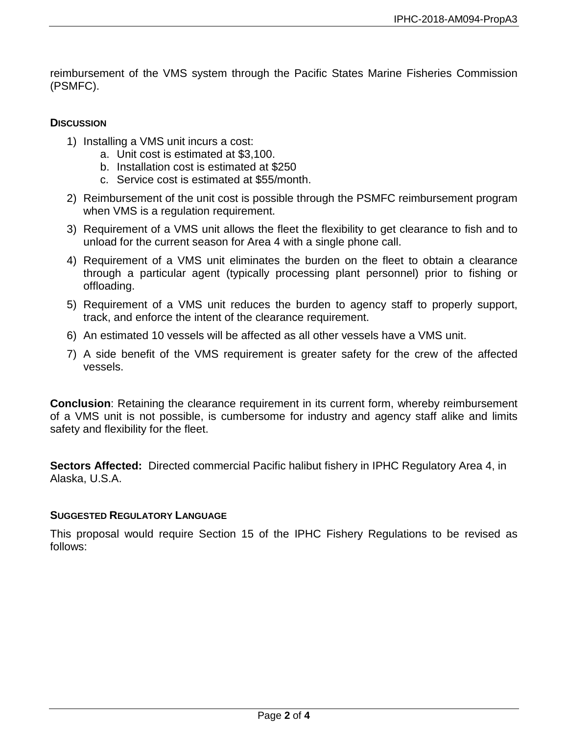reimbursement of the VMS system through the Pacific States Marine Fisheries Commission (PSMFC).

## DISCUSSION

1) Installing a VMS unit incurs a cost:
    a. Unit cost is estimated at $3,100.
    b. Installation cost is estimated at $250
    c. Service cost is estimated at $55/month.
2) Reimbursement of the unit cost is possible through the PSMFC reimbursement program when VMS is a regulation requirement.
3) Requirement of a VMS unit allows the fleet the flexibility to get clearance to fish and to unload for the current season for Area 4 with a single phone call.
4) Requirement of a VMS unit eliminates the burden on the fleet to obtain a clearance through a particular agent (typically processing plant personnel) prior to fishing or offloading.
5) Requirement of a VMS unit reduces the burden to agency staff to properly support, track, and enforce the intent of the clearance requirement.
6) An estimated 10 vessels will be affected as all other vessels have a VMS unit.
7) A side benefit of the VMS requirement is greater safety for the crew of the affected vessels.

**Conclusion**: Retaining the clearance requirement in its current form, whereby reimbursement of a VMS unit is not possible, is cumbersome for industry and agency staff alike and limits safety and flexibility for the fleet.

**Sectors Affected:** Directed commercial Pacific halibut fishery in IPHC Regulatory Area 4, in Alaska, U.S.A.

## SUGGESTED REGULATORY LANGUAGE

This proposal would require Section 15 of the IPHC Fishery Regulations to be revised as follows: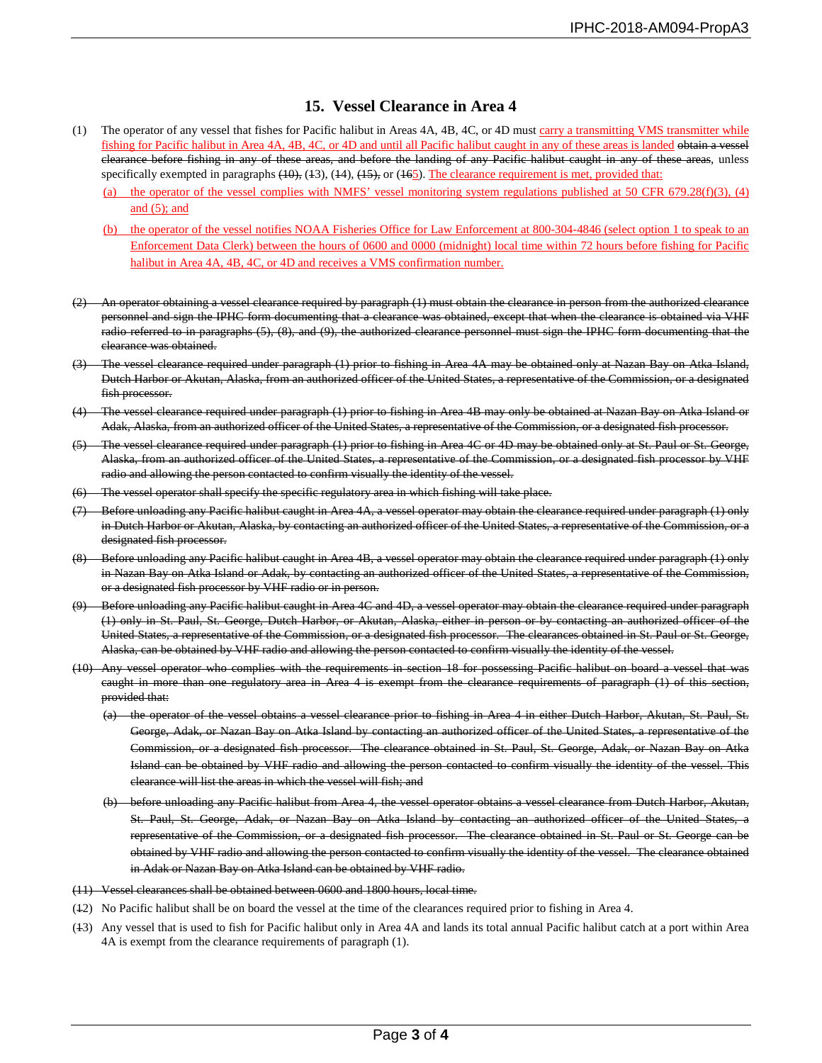## 15. Vessel Clearance in Area 4

(1) The operator of any vessel that fishes for Pacific halibut in Areas 4A, 4B, 4C, or 4D must carry a transmitting VMS transmitter while fishing for Pacific halibut in Area 4A, 4B, 4C, or 4D and until all Pacific halibut caught in any of these areas is landed ~~obtain a vessel clearance before fishing in any of these areas, and before the landing of any Pacific halibut caught in any of these areas~~, unless specifically exempted in paragraphs ~~(10),~~ (~~1~~3), (~~1~~4), ~~(15),~~ or (~~16~~5). The clearance requirement is met, provided that:

(a) the operator of the vessel complies with NMFS' vessel monitoring system regulations published at 50 CFR 679.28(f)(3), (4) and (5); and

(b) the operator of the vessel notifies NOAA Fisheries Office for Law Enforcement at 800-304-4846 (select option 1 to speak to an Enforcement Data Clerk) between the hours of 0600 and 0000 (midnight) local time within 72 hours before fishing for Pacific halibut in Area 4A, 4B, 4C, or 4D and receives a VMS confirmation number.

~~(2) An operator obtaining a vessel clearance required by paragraph (1) must obtain the clearance in person from the authorized clearance personnel and sign the IPHC form documenting that a clearance was obtained, except that when the clearance is obtained via VHF radio referred to in paragraphs (5), (8), and (9), the authorized clearance personnel must sign the IPHC form documenting that the clearance was obtained.~~

~~(3) The vessel clearance required under paragraph (1) prior to fishing in Area 4A may be obtained only at Nazan Bay on Atka Island, Dutch Harbor or Akutan, Alaska, from an authorized officer of the United States, a representative of the Commission, or a designated fish processor.~~

~~(4) The vessel clearance required under paragraph (1) prior to fishing in Area 4B may only be obtained at Nazan Bay on Atka Island or Adak, Alaska, from an authorized officer of the United States, a representative of the Commission, or a designated fish processor.~~

~~(5) The vessel clearance required under paragraph (1) prior to fishing in Area 4C or 4D may be obtained only at St. Paul or St. George, Alaska, from an authorized officer of the United States, a representative of the Commission, or a designated fish processor by VHF radio and allowing the person contacted to confirm visually the identity of the vessel.~~

~~(6) The vessel operator shall specify the specific regulatory area in which fishing will take place.~~

~~(7) Before unloading any Pacific halibut caught in Area 4A, a vessel operator may obtain the clearance required under paragraph (1) only in Dutch Harbor or Akutan, Alaska, by contacting an authorized officer of the United States, a representative of the Commission, or a designated fish processor.~~

~~(8) Before unloading any Pacific halibut caught in Area 4B, a vessel operator may obtain the clearance required under paragraph (1) only in Nazan Bay on Atka Island or Adak, by contacting an authorized officer of the United States, a representative of the Commission, or a designated fish processor by VHF radio or in person.~~

~~(9) Before unloading any Pacific halibut caught in Area 4C and 4D, a vessel operator may obtain the clearance required under paragraph (1) only in St. Paul, St. George, Dutch Harbor, or Akutan, Alaska, either in person or by contacting an authorized officer of the United States, a representative of the Commission, or a designated fish processor. The clearances obtained in St. Paul or St. George, Alaska, can be obtained by VHF radio and allowing the person contacted to confirm visually the identity of the vessel.~~

~~(10) Any vessel operator who complies with the requirements in section 18 for possessing Pacific halibut on board a vessel that was caught in more than one regulatory area in Area 4 is exempt from the clearance requirements of paragraph (1) of this section, provided that:~~

~~(a) the operator of the vessel obtains a vessel clearance prior to fishing in Area 4 in either Dutch Harbor, Akutan, St. Paul, St. George, Adak, or Nazan Bay on Atka Island by contacting an authorized officer of the United States, a representative of the Commission, or a designated fish processor. The clearance obtained in St. Paul, St. George, Adak, or Nazan Bay on Atka Island can be obtained by VHF radio and allowing the person contacted to confirm visually the identity of the vessel. This clearance will list the areas in which the vessel will fish; and~~

~~(b) before unloading any Pacific halibut from Area 4, the vessel operator obtains a vessel clearance from Dutch Harbor, Akutan, St. Paul, St. George, Adak, or Nazan Bay on Atka Island by contacting an authorized officer of the United States, a representative of the Commission, or a designated fish processor. The clearance obtained in St. Paul or St. George can be obtained by VHF radio and allowing the person contacted to confirm visually the identity of the vessel. The clearance obtained in Adak or Nazan Bay on Atka Island can be obtained by VHF radio.~~

~~(11) Vessel clearances shall be obtained between 0600 and 1800 hours, local time.~~

(~~1~~2) No Pacific halibut shall be on board the vessel at the time of the clearances required prior to fishing in Area 4.

(~~1~~3) Any vessel that is used to fish for Pacific halibut only in Area 4A and lands its total annual Pacific halibut catch at a port within Area 4A is exempt from the clearance requirements of paragraph (1).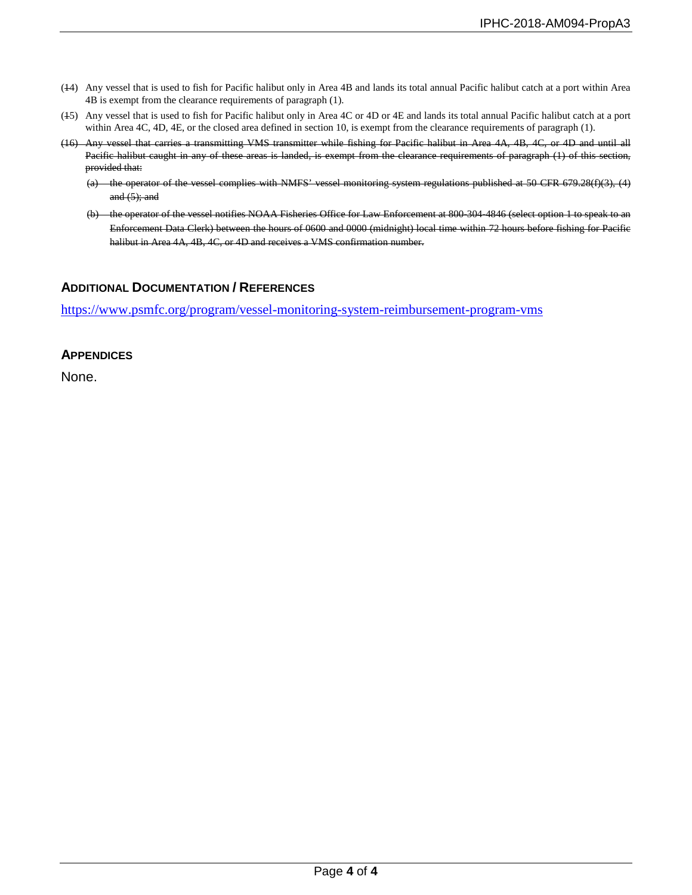(~~1~~4) Any vessel that is used to fish for Pacific halibut only in Area 4B and lands its total annual Pacific halibut catch at a port within Area 4B is exempt from the clearance requirements of paragraph (1).

(~~1~~5) Any vessel that is used to fish for Pacific halibut only in Area 4C or 4D or 4E and lands its total annual Pacific halibut catch at a port within Area 4C, 4D, 4E, or the closed area defined in section 10, is exempt from the clearance requirements of paragraph (1).

~~(16) Any vessel that carries a transmitting VMS transmitter while fishing for Pacific halibut in Area 4A, 4B, 4C, or 4D and until all Pacific halibut caught in any of these areas is landed, is exempt from the clearance requirements of paragraph (1) of this section, provided that:~~

~~(a) the operator of the vessel complies with NMFS' vessel monitoring system regulations published at 50 CFR 679.28(f)(3), (4) and (5); and~~

~~(b) the operator of the vessel notifies NOAA Fisheries Office for Law Enforcement at 800-304-4846 (select option 1 to speak to an Enforcement Data Clerk) between the hours of 0600 and 0000 (midnight) local time within 72 hours before fishing for Pacific halibut in Area 4A, 4B, 4C, or 4D and receives a VMS confirmation number.~~

## Additional Documentation / References

https://www.psmfc.org/program/vessel-monitoring-system-reimbursement-program-vms

## Appendices

None.